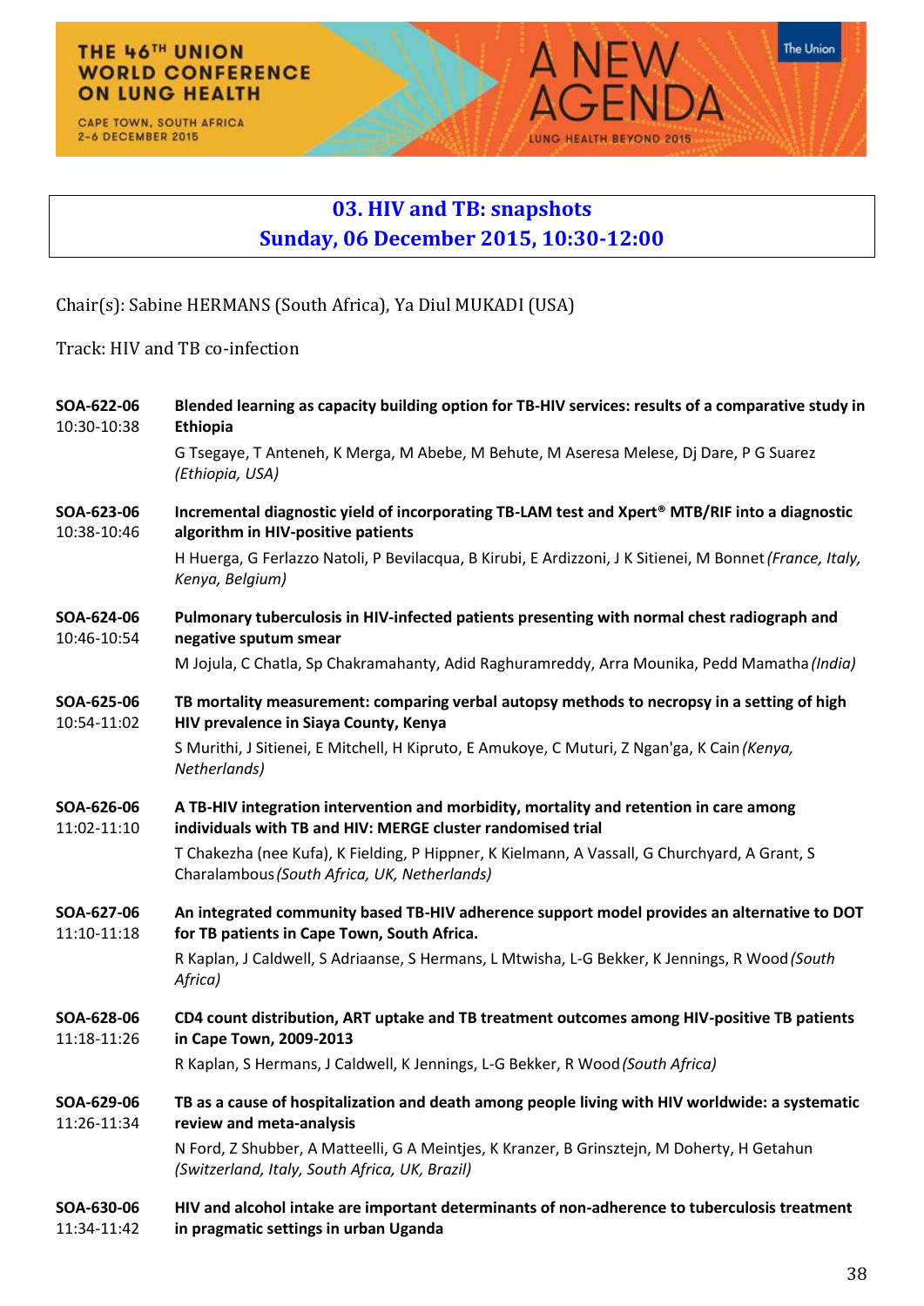## 03. HIV and TB: snapshots
## Sunday, 06 December 2015, 10:30-12:00

Chair(s): Sabine HERMANS (South Africa), Ya Diul MUKADI (USA)

Track: HIV and TB co-infection

**SOA-622-06**
10:30-10:38
**Blended learning as capacity building option for TB-HIV services: results of a comparative study in Ethiopia**
G Tsegaye, T Anteneh, K Merga, M Abebe, M Behute, M Aseresa Melese, Dj Dare, P G Suarez *(Ethiopia, USA)*

**SOA-623-06**
10:38-10:46
**Incremental diagnostic yield of incorporating TB-LAM test and Xpert® MTB/RIF into a diagnostic algorithm in HIV-positive patients**
H Huerga, G Ferlazzo Natoli, P Bevilacqua, B Kirubi, E Ardizzoni, J K Sitienei, M Bonnet *(France, Italy, Kenya, Belgium)*

**SOA-624-06**
10:46-10:54
**Pulmonary tuberculosis in HIV-infected patients presenting with normal chest radiograph and negative sputum smear**
M Jojula, C Chatla, Sp Chakramahanty, Adid Raghuramreddy, Arra Mounika, Pedd Mamatha *(India)*

**SOA-625-06**
10:54-11:02
**TB mortality measurement: comparing verbal autopsy methods to necropsy in a setting of high HIV prevalence in Siaya County, Kenya**
S Murithi, J Sitienei, E Mitchell, H Kipruto, E Amukoye, C Muturi, Z Ngan'ga, K Cain *(Kenya, Netherlands)*

**SOA-626-06**
11:02-11:10
**A TB-HIV integration intervention and morbidity, mortality and retention in care among individuals with TB and HIV: MERGE cluster randomised trial**
T Chakezha (nee Kufa), K Fielding, P Hippner, K Kielmann, A Vassall, G Churchyard, A Grant, S Charalambous *(South Africa, UK, Netherlands)*

**SOA-627-06**
11:10-11:18
**An integrated community based TB-HIV adherence support model provides an alternative to DOT for TB patients in Cape Town, South Africa.**
R Kaplan, J Caldwell, S Adriaanse, S Hermans, L Mtwisha, L-G Bekker, K Jennings, R Wood *(South Africa)*

**SOA-628-06**
11:18-11:26
**CD4 count distribution, ART uptake and TB treatment outcomes among HIV-positive TB patients in Cape Town, 2009-2013**
R Kaplan, S Hermans, J Caldwell, K Jennings, L-G Bekker, R Wood *(South Africa)*

**SOA-629-06**
11:26-11:34
**TB as a cause of hospitalization and death among people living with HIV worldwide: a systematic review and meta-analysis**
N Ford, Z Shubber, A Matteelli, G A Meintjes, K Kranzer, B Grinsztejn, M Doherty, H Getahun *(Switzerland, Italy, South Africa, UK, Brazil)*

**SOA-630-06**
11:34-11:42
**HIV and alcohol intake are important determinants of non-adherence to tuberculosis treatment in pragmatic settings in urban Uganda**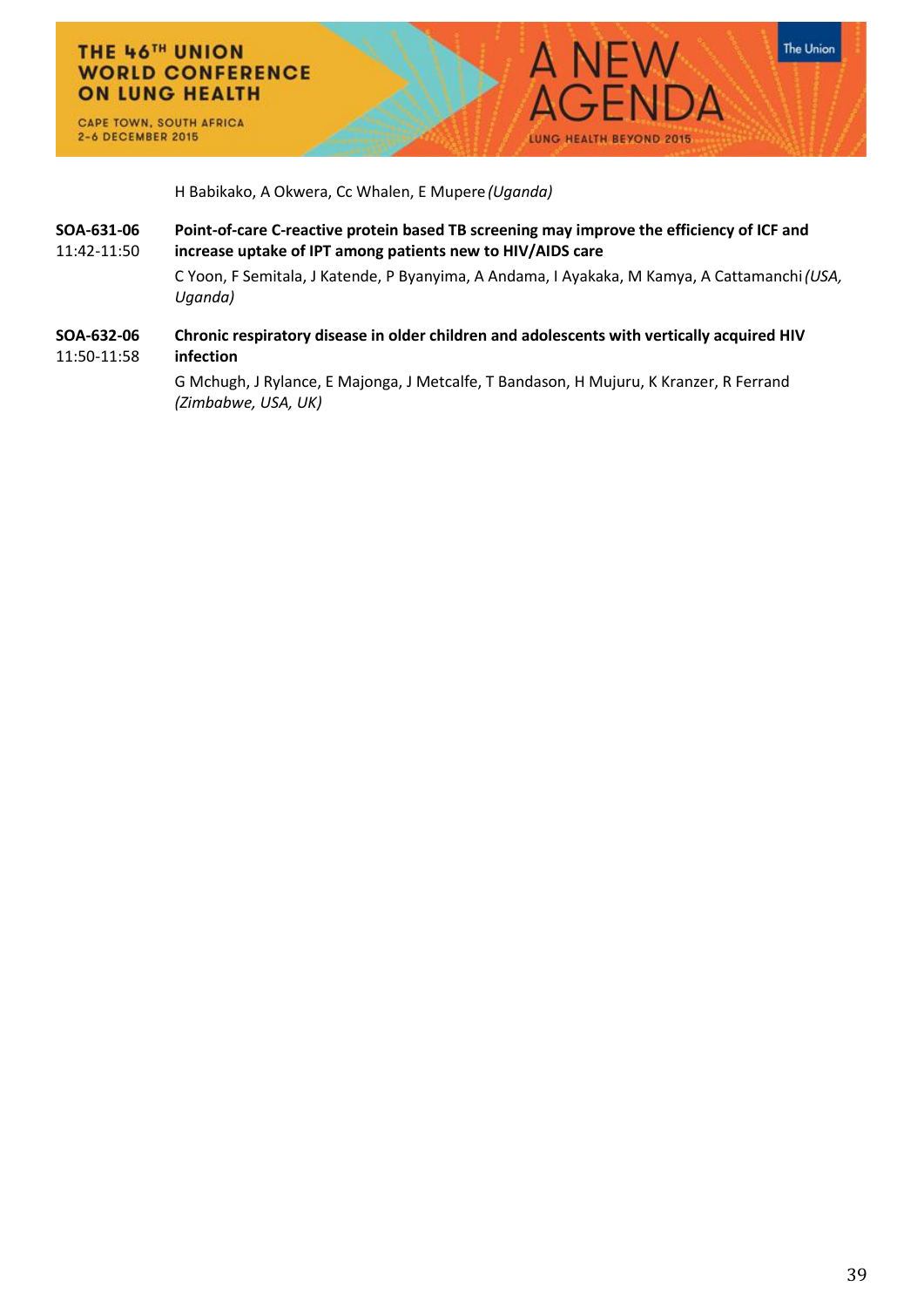H Babikako, A Okwera, Cc Whalen, E Mupere *(Uganda)*

**SOA-631-06**
11:42-11:50

**Point-of-care C-reactive protein based TB screening may improve the efficiency of ICF and increase uptake of IPT among patients new to HIV/AIDS care**

C Yoon, F Semitala, J Katende, P Byanyima, A Andama, I Ayakaka, M Kamya, A Cattamanchi *(USA, Uganda)*

**SOA-632-06**
11:50-11:58

**Chronic respiratory disease in older children and adolescents with vertically acquired HIV infection**

G Mchugh, J Rylance, E Majonga, J Metcalfe, T Bandason, H Mujuru, K Kranzer, R Ferrand *(Zimbabwe, USA, UK)*